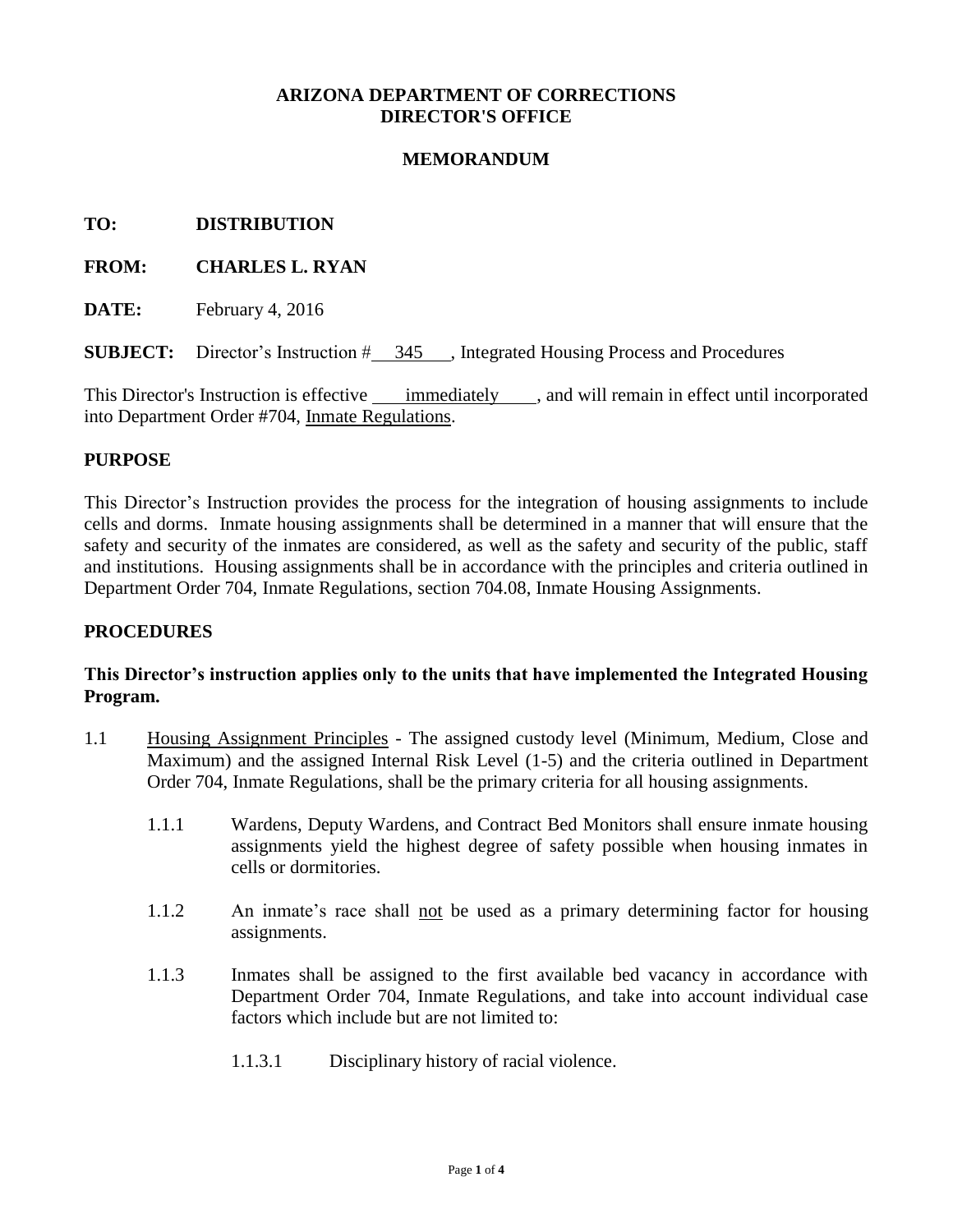**ARIZONA DEPARTMENT OF CORRECTIONS**
**DIRECTOR'S OFFICE**

**MEMORANDUM**

**TO:** **DISTRIBUTION**

**FROM:** **CHARLES L. RYAN**

**DATE:** February 4, 2016

**SUBJECT:** Director's Instruction # 345 , Integrated Housing Process and Procedures

This Director's Instruction is effective immediately , and will remain in effect until incorporated into Department Order #704, Inmate Regulations.

## PURPOSE

This Director's Instruction provides the process for the integration of housing assignments to include cells and dorms. Inmate housing assignments shall be determined in a manner that will ensure that the safety and security of the inmates are considered, as well as the safety and security of the public, staff and institutions. Housing assignments shall be in accordance with the principles and criteria outlined in Department Order 704, Inmate Regulations, section 704.08, Inmate Housing Assignments.

## PROCEDURES

**This Director's instruction applies only to the units that have implemented the Integrated Housing Program.**

1.1 Housing Assignment Principles - The assigned custody level (Minimum, Medium, Close and Maximum) and the assigned Internal Risk Level (1-5) and the criteria outlined in Department Order 704, Inmate Regulations, shall be the primary criteria for all housing assignments.

1.1.1 Wardens, Deputy Wardens, and Contract Bed Monitors shall ensure inmate housing assignments yield the highest degree of safety possible when housing inmates in cells or dormitories.

1.1.2 An inmate's race shall not be used as a primary determining factor for housing assignments.

1.1.3 Inmates shall be assigned to the first available bed vacancy in accordance with Department Order 704, Inmate Regulations, and take into account individual case factors which include but are not limited to:

1.1.3.1 Disciplinary history of racial violence.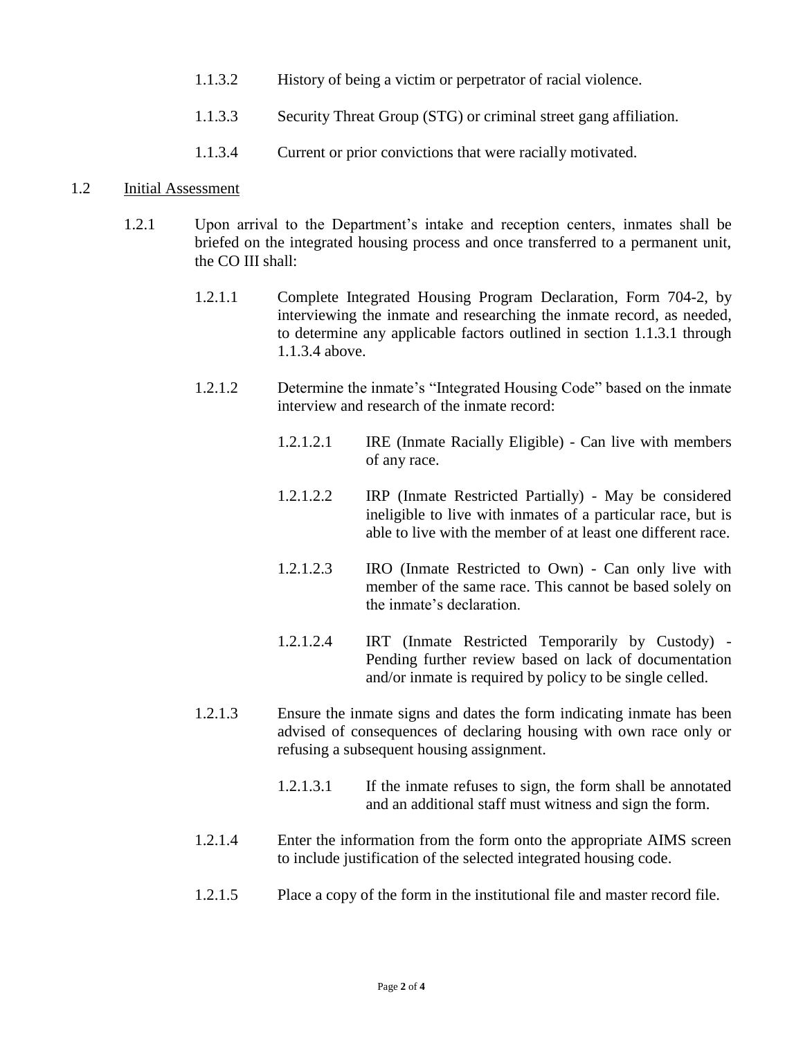1.1.3.2 History of being a victim or perpetrator of racial violence.

1.1.3.3 Security Threat Group (STG) or criminal street gang affiliation.

1.1.3.4 Current or prior convictions that were racially motivated.

1.2 <u>Initial Assessment</u>

1.2.1 Upon arrival to the Department's intake and reception centers, inmates shall be briefed on the integrated housing process and once transferred to a permanent unit, the CO III shall:

1.2.1.1 Complete Integrated Housing Program Declaration, Form 704-2, by interviewing the inmate and researching the inmate record, as needed, to determine any applicable factors outlined in section 1.1.3.1 through 1.1.3.4 above.

1.2.1.2 Determine the inmate's "Integrated Housing Code" based on the inmate interview and research of the inmate record:

1.2.1.2.1 IRE (Inmate Racially Eligible) - Can live with members of any race.

1.2.1.2.2 IRP (Inmate Restricted Partially) - May be considered ineligible to live with inmates of a particular race, but is able to live with the member of at least one different race.

1.2.1.2.3 IRO (Inmate Restricted to Own) - Can only live with member of the same race. This cannot be based solely on the inmate's declaration.

1.2.1.2.4 IRT (Inmate Restricted Temporarily by Custody) - Pending further review based on lack of documentation and/or inmate is required by policy to be single celled.

1.2.1.3 Ensure the inmate signs and dates the form indicating inmate has been advised of consequences of declaring housing with own race only or refusing a subsequent housing assignment.

1.2.1.3.1 If the inmate refuses to sign, the form shall be annotated and an additional staff must witness and sign the form.

1.2.1.4 Enter the information from the form onto the appropriate AIMS screen to include justification of the selected integrated housing code.

1.2.1.5 Place a copy of the form in the institutional file and master record file.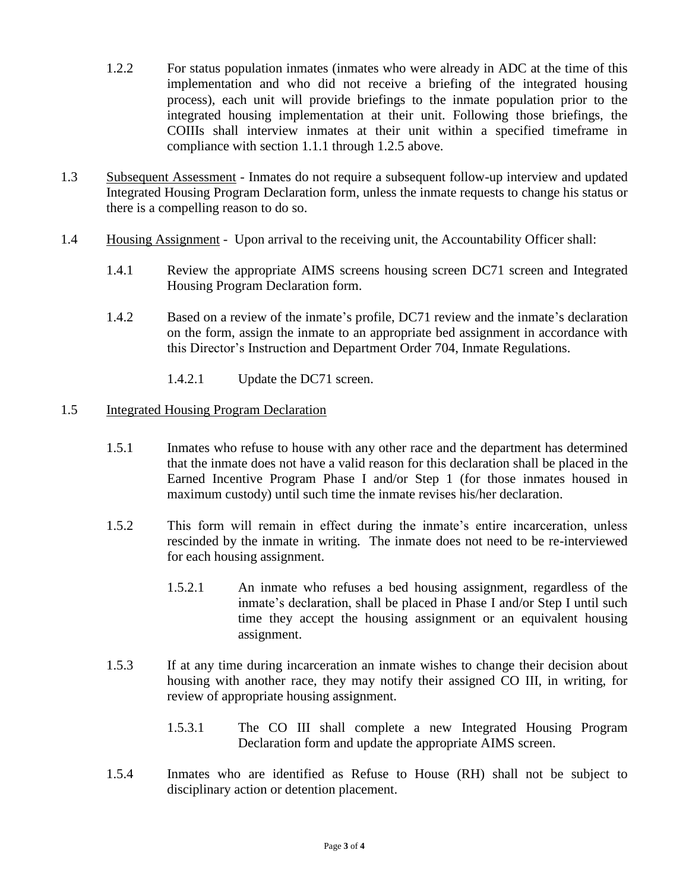1.2.2 For status population inmates (inmates who were already in ADC at the time of this implementation and who did not receive a briefing of the integrated housing process), each unit will provide briefings to the inmate population prior to the integrated housing implementation at their unit. Following those briefings, the COIIIs shall interview inmates at their unit within a specified timeframe in compliance with section 1.1.1 through 1.2.5 above.

1.3 <u>Subsequent Assessment</u> - Inmates do not require a subsequent follow-up interview and updated Integrated Housing Program Declaration form, unless the inmate requests to change his status or there is a compelling reason to do so.

1.4 <u>Housing Assignment</u> - Upon arrival to the receiving unit, the Accountability Officer shall:

1.4.1 Review the appropriate AIMS screens housing screen DC71 screen and Integrated Housing Program Declaration form.

1.4.2 Based on a review of the inmate's profile, DC71 review and the inmate's declaration on the form, assign the inmate to an appropriate bed assignment in accordance with this Director's Instruction and Department Order 704, Inmate Regulations.

1.4.2.1 Update the DC71 screen.

1.5 <u>Integrated Housing Program Declaration</u>

1.5.1 Inmates who refuse to house with any other race and the department has determined that the inmate does not have a valid reason for this declaration shall be placed in the Earned Incentive Program Phase I and/or Step 1 (for those inmates housed in maximum custody) until such time the inmate revises his/her declaration.

1.5.2 This form will remain in effect during the inmate's entire incarceration, unless rescinded by the inmate in writing. The inmate does not need to be re-interviewed for each housing assignment.

1.5.2.1 An inmate who refuses a bed housing assignment, regardless of the inmate's declaration, shall be placed in Phase I and/or Step I until such time they accept the housing assignment or an equivalent housing assignment.

1.5.3 If at any time during incarceration an inmate wishes to change their decision about housing with another race, they may notify their assigned CO III, in writing, for review of appropriate housing assignment.

1.5.3.1 The CO III shall complete a new Integrated Housing Program Declaration form and update the appropriate AIMS screen.

1.5.4 Inmates who are identified as Refuse to House (RH) shall not be subject to disciplinary action or detention placement.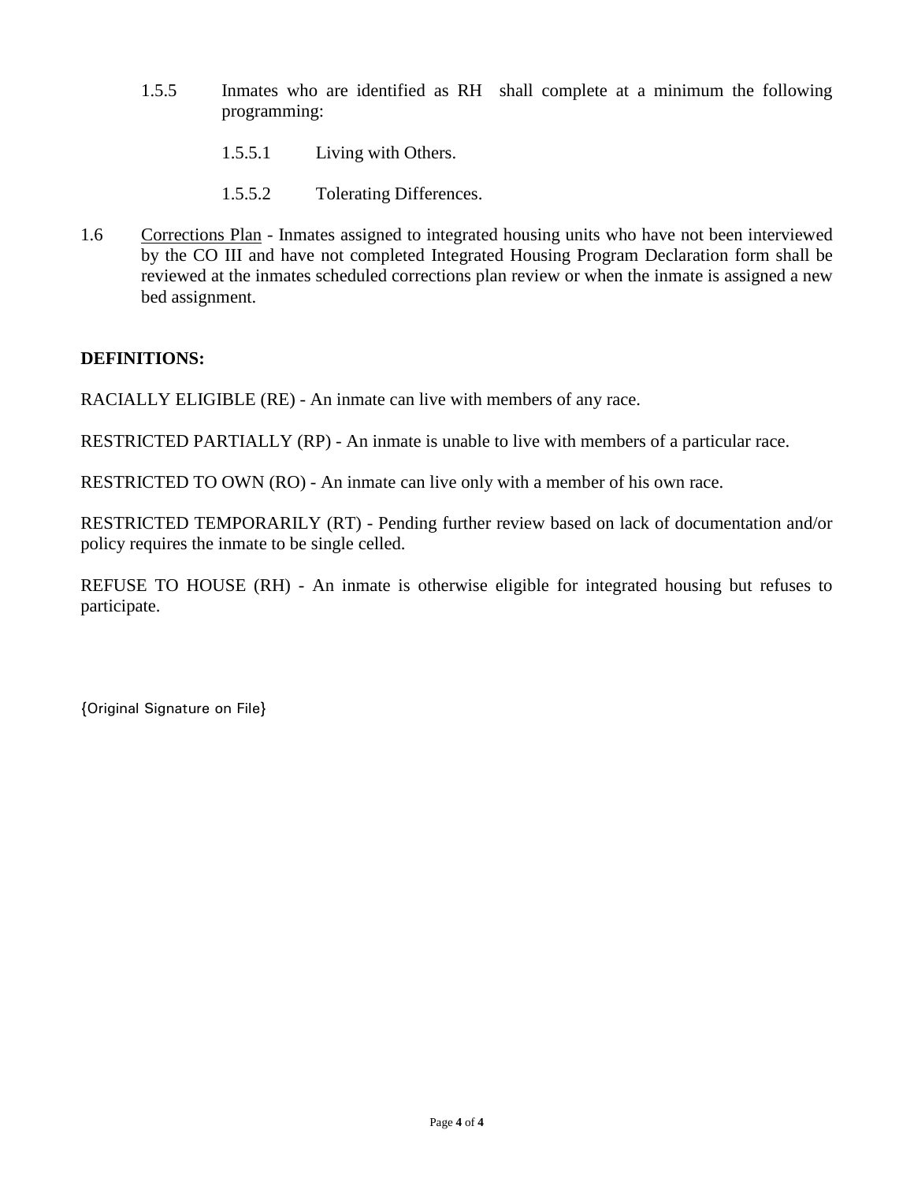1.5.5 Inmates who are identified as RH shall complete at a minimum the following programming:

1.5.5.1 Living with Others.

1.5.5.2 Tolerating Differences.

1.6 <u>Corrections Plan</u> - Inmates assigned to integrated housing units who have not been interviewed by the CO III and have not completed Integrated Housing Program Declaration form shall be reviewed at the inmates scheduled corrections plan review or when the inmate is assigned a new bed assignment.

**DEFINITIONS:**

RACIALLY ELIGIBLE (RE) - An inmate can live with members of any race.

RESTRICTED PARTIALLY (RP) - An inmate is unable to live with members of a particular race.

RESTRICTED TO OWN (RO) - An inmate can live only with a member of his own race.

RESTRICTED TEMPORARILY (RT) - Pending further review based on lack of documentation and/or policy requires the inmate to be single celled.

REFUSE TO HOUSE (RH) - An inmate is otherwise eligible for integrated housing but refuses to participate.

{Original Signature on File}